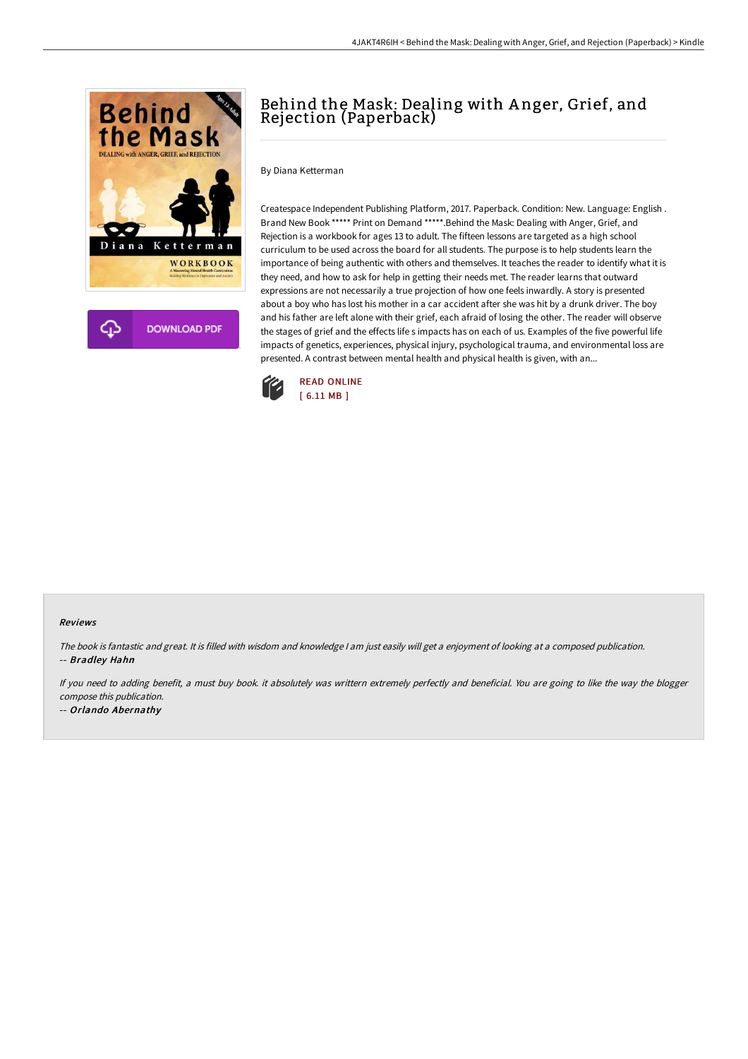# Behind the Mask: Dealing with Anger, Grief, and Rejection (Paperback)

By Diana Ketterman

Createspace Independent Publishing Platform, 2017. Paperback. Condition: New. Language: English . Brand New Book ***** Print on Demand *****.Behind the Mask: Dealing with Anger, Grief, and Rejection is a workbook for ages 13 to adult. The fifteen lessons are targeted as a high school curriculum to be used across the board for all students. The purpose is to help students learn the importance of being authentic with others and themselves. It teaches the reader to identify what it is they need, and how to ask for help in getting their needs met. The reader learns that outward expressions are not necessarily a true projection of how one feels inwardly. A story is presented about a boy who has lost his mother in a car accident after she was hit by a drunk driver. The boy and his father are left alone with their grief, each afraid of losing the other. The reader will observe the stages of grief and the effects life s impacts has on each of us. Examples of the five powerful life impacts of genetics, experiences, physical injury, psychological trauma, and environmental loss are presented. A contrast between mental health and physical health is given, with an...

DOWNLOAD PDF

READ ONLINE
[ 6.11 MB ]

## Reviews

*The book is fantastic and great. It is filled with wisdom and knowledge I am just easily will get a enjoyment of looking at a composed publication.*
-- ***Bradley Hahn***

*If you need to adding benefit, a must buy book. it absolutely was writtern extremely perfectly and beneficial. You are going to like the way the blogger compose this publication.*
-- ***Orlando Abernathy***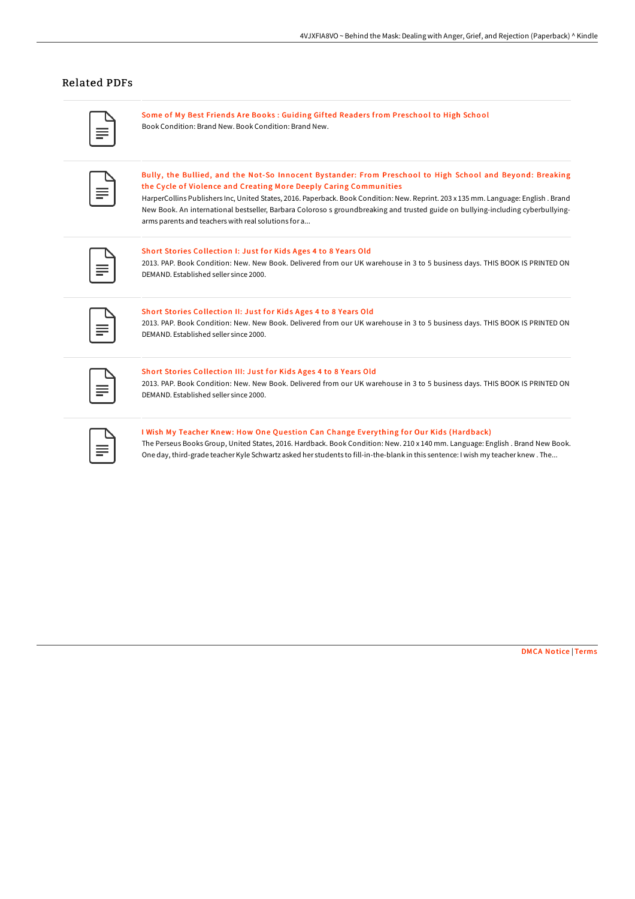## Related PDFs

**Some of My Best Friends Are Books : Guiding Gifted Readers from Preschool to High School**
Book Condition: Brand New. Book Condition: Brand New.

**Bully, the Bullied, and the Not-So Innocent Bystander: From Preschool to High School and Beyond: Breaking the Cycle of Violence and Creating More Deeply Caring Communities**
HarperCollins Publishers Inc, United States, 2016. Paperback. Book Condition: New. Reprint. 203 x 135 mm. Language: English . Brand New Book. An international bestseller, Barbara Coloroso s groundbreaking and trusted guide on bullying-including cyberbullying-arms parents and teachers with real solutions for a...

**Short Stories Collection I: Just for Kids Ages 4 to 8 Years Old**
2013. PAP. Book Condition: New. New Book. Delivered from our UK warehouse in 3 to 5 business days. THIS BOOK IS PRINTED ON DEMAND. Established seller since 2000.

**Short Stories Collection II: Just for Kids Ages 4 to 8 Years Old**
2013. PAP. Book Condition: New. New Book. Delivered from our UK warehouse in 3 to 5 business days. THIS BOOK IS PRINTED ON DEMAND. Established seller since 2000.

**Short Stories Collection III: Just for Kids Ages 4 to 8 Years Old**
2013. PAP. Book Condition: New. New Book. Delivered from our UK warehouse in 3 to 5 business days. THIS BOOK IS PRINTED ON DEMAND. Established seller since 2000.

**I Wish My Teacher Knew: How One Question Can Change Everything for Our Kids (Hardback)**
The Perseus Books Group, United States, 2016. Hardback. Book Condition: New. 210 x 140 mm. Language: English . Brand New Book. One day, third-grade teacher Kyle Schwartz asked her students to fill-in-the-blank in this sentence: I wish my teacher knew . The...